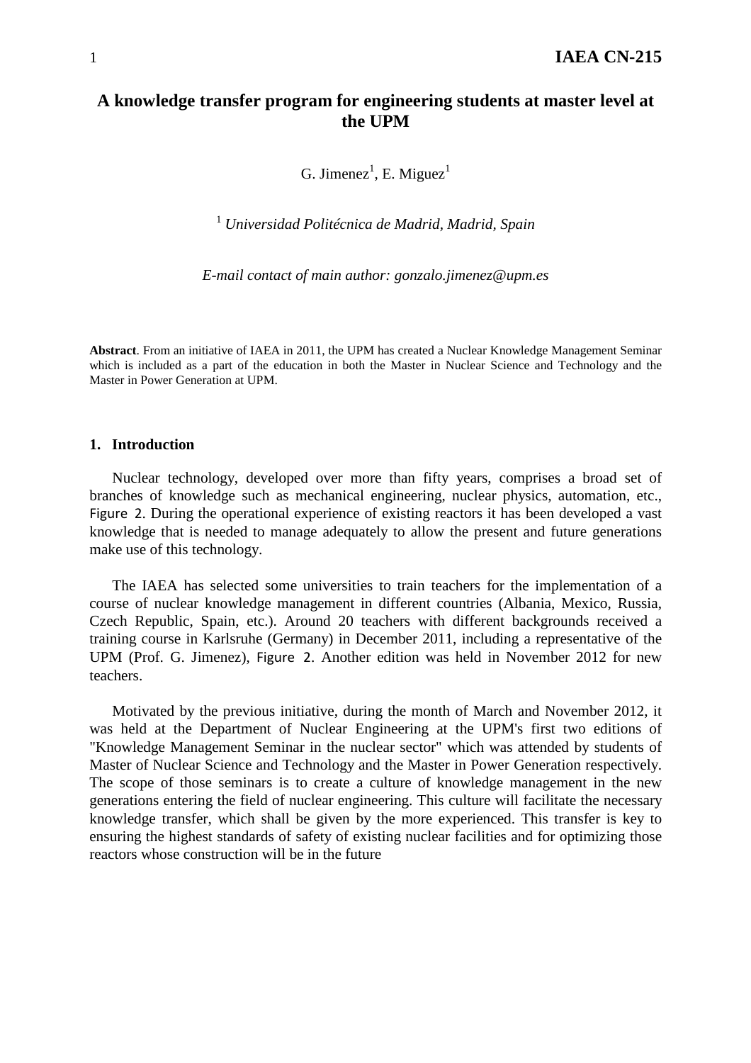# A knowledge transfer program for engineering students at master level at the UPM

G. Jimenez[1], E. Miguez[1]

[1] *Universidad Politécnica de Madrid, Madrid, Spain*

*E-mail contact of main author: gonzalo.jimenez@upm.es*

**Abstract**. From an initiative of IAEA in 2011, the UPM has created a Nuclear Knowledge Management Seminar which is included as a part of the education in both the Master in Nuclear Science and Technology and the Master in Power Generation at UPM.

## 1. Introduction

Nuclear technology, developed over more than fifty years, comprises a broad set of branches of knowledge such as mechanical engineering, nuclear physics, automation, etc., Figure 2. During the operational experience of existing reactors it has been developed a vast knowledge that is needed to manage adequately to allow the present and future generations make use of this technology.

The IAEA has selected some universities to train teachers for the implementation of a course of nuclear knowledge management in different countries (Albania, Mexico, Russia, Czech Republic, Spain, etc.). Around 20 teachers with different backgrounds received a training course in Karlsruhe (Germany) in December 2011, including a representative of the UPM (Prof. G. Jimenez), Figure 2. Another edition was held in November 2012 for new teachers.

Motivated by the previous initiative, during the month of March and November 2012, it was held at the Department of Nuclear Engineering at the UPM's first two editions of "Knowledge Management Seminar in the nuclear sector" which was attended by students of Master of Nuclear Science and Technology and the Master in Power Generation respectively. The scope of those seminars is to create a culture of knowledge management in the new generations entering the field of nuclear engineering. This culture will facilitate the necessary knowledge transfer, which shall be given by the more experienced. This transfer is key to ensuring the highest standards of safety of existing nuclear facilities and for optimizing those reactors whose construction will be in the future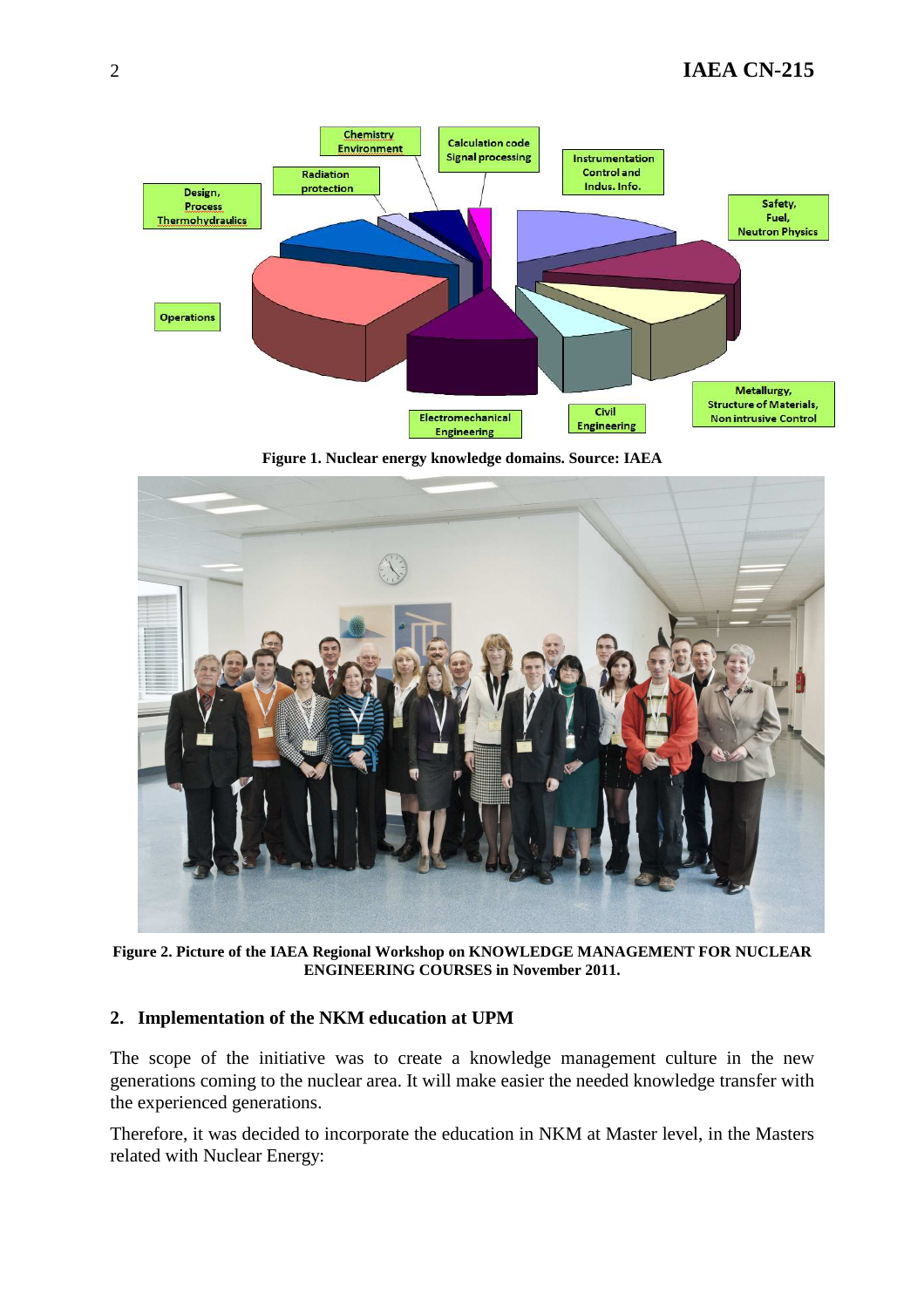Chemistry Environment

Calculation code Signal processing

Instrumentation Control and Indus. Info.

Radiation protection

Design, Process Thermohydraulics

Safety, Fuel, Neutron Physics

Operations

Metallurgy, Structure of Materials, Non intrusive Control

Electromechanical Engineering

Civil Engineering

**Figure 1. Nuclear energy knowledge domains. Source: IAEA**

**Figure 2. Picture of the IAEA Regional Workshop on KNOWLEDGE MANAGEMENT FOR NUCLEAR ENGINEERING COURSES in November 2011.**

## 2. Implementation of the NKM education at UPM

The scope of the initiative was to create a knowledge management culture in the new generations coming to the nuclear area. It will make easier the needed knowledge transfer with the experienced generations.

Therefore, it was decided to incorporate the education in NKM at Master level, in the Masters related with Nuclear Energy: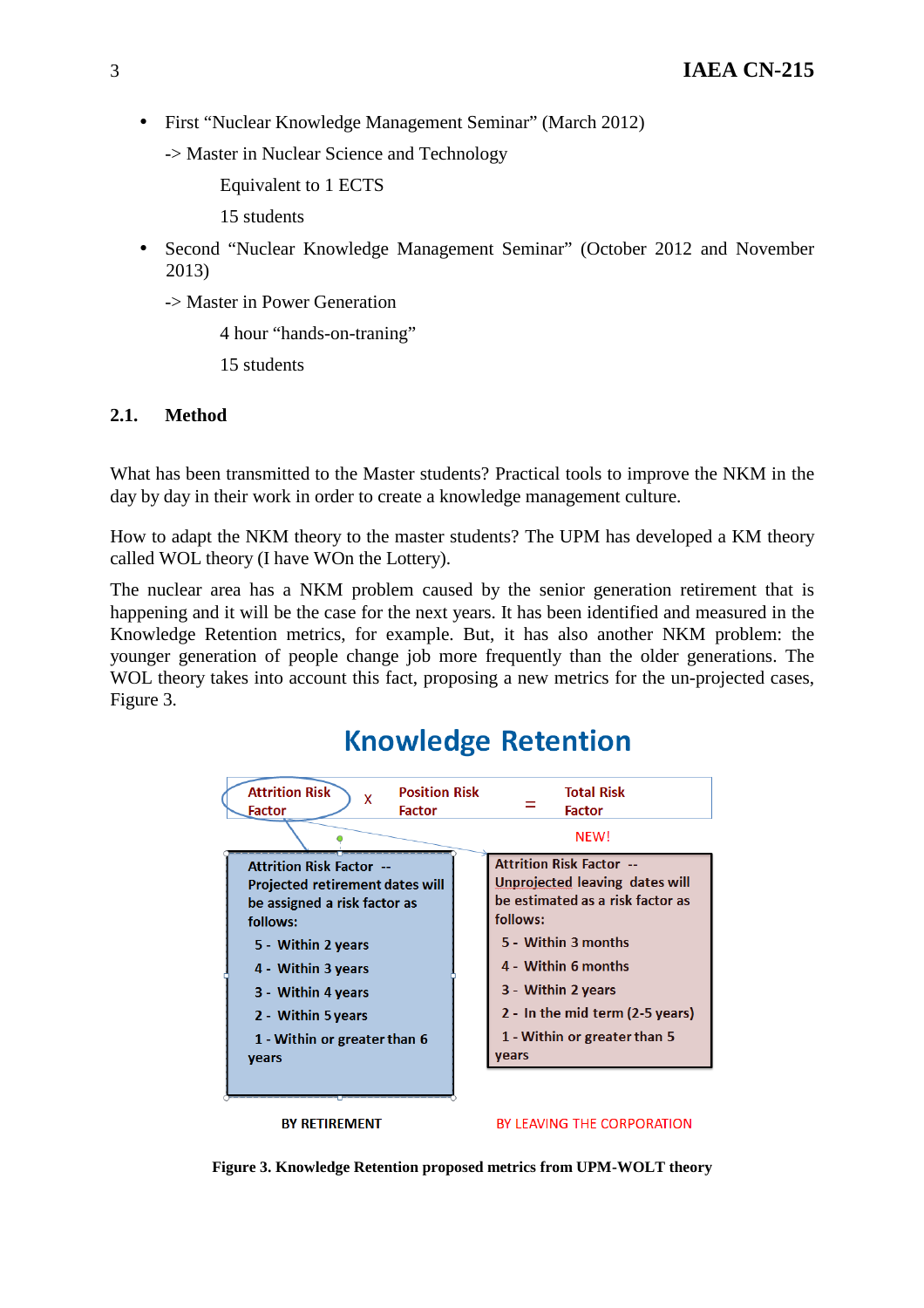- First "Nuclear Knowledge Management Seminar" (March 2012)

  -> Master in Nuclear Science and Technology

  Equivalent to 1 ECTS

  15 students

- Second "Nuclear Knowledge Management Seminar" (October 2012 and November 2013)

  -> Master in Power Generation

  4 hour "hands-on-traning"

  15 students

## 2.1. Method

What has been transmitted to the Master students? Practical tools to improve the NKM in the day by day in their work in order to create a knowledge management culture.

How to adapt the NKM theory to the master students? The UPM has developed a KM theory called WOL theory (I have WOn the Lottery).

The nuclear area has a NKM problem caused by the senior generation retirement that is happening and it will be the case for the next years. It has been identified and measured in the Knowledge Retention metrics, for example. But, it has also another NKM problem: the younger generation of people change job more frequently than the older generations. The WOL theory takes into account this fact, proposing a new metrics for the un-projected cases, Figure 3.

Knowledge Retention

Attrition Risk Factor X Position Risk Factor = Total Risk Factor

NEW!

Attrition Risk Factor -- Projected retirement dates will be assigned a risk factor as follows:

5 - Within 2 years
4 - Within 3 years
3 - Within 4 years
2 - Within 5 years
1 - Within or greater than 6 years

BY RETIREMENT

Attrition Risk Factor -- Unprojected leaving dates will be estimated as a risk factor as follows:

5 - Within 3 months
4 - Within 6 months
3 - Within 2 years
2 - In the mid term (2-5 years)
1 - Within or greater than 5 years

BY LEAVING THE CORPORATION

**Figure 3. Knowledge Retention proposed metrics from UPM-WOLT theory**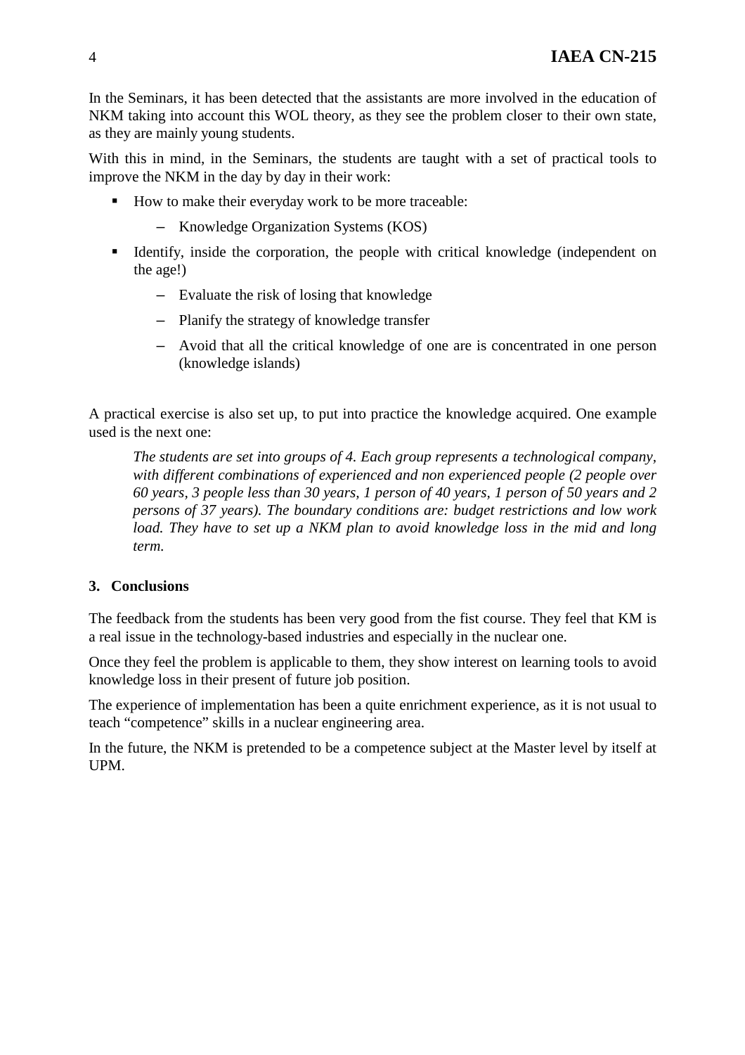In the Seminars, it has been detected that the assistants are more involved in the education of NKM taking into account this WOL theory, as they see the problem closer to their own state, as they are mainly young students.

With this in mind, in the Seminars, the students are taught with a set of practical tools to improve the NKM in the day by day in their work:

- How to make their everyday work to be more traceable:
  - Knowledge Organization Systems (KOS)
- Identify, inside the corporation, the people with critical knowledge (independent on the age!)
  - Evaluate the risk of losing that knowledge
  - Planify the strategy of knowledge transfer
  - Avoid that all the critical knowledge of one are is concentrated in one person (knowledge islands)

A practical exercise is also set up, to put into practice the knowledge acquired. One example used is the next one:

> *The students are set into groups of 4. Each group represents a technological company, with different combinations of experienced and non experienced people (2 people over 60 years, 3 people less than 30 years, 1 person of 40 years, 1 person of 50 years and 2 persons of 37 years). The boundary conditions are: budget restrictions and low work load. They have to set up a NKM plan to avoid knowledge loss in the mid and long term.*

## 3. Conclusions

The feedback from the students has been very good from the fist course. They feel that KM is a real issue in the technology-based industries and especially in the nuclear one.

Once they feel the problem is applicable to them, they show interest on learning tools to avoid knowledge loss in their present of future job position.

The experience of implementation has been a quite enrichment experience, as it is not usual to teach "competence" skills in a nuclear engineering area.

In the future, the NKM is pretended to be a competence subject at the Master level by itself at UPM.